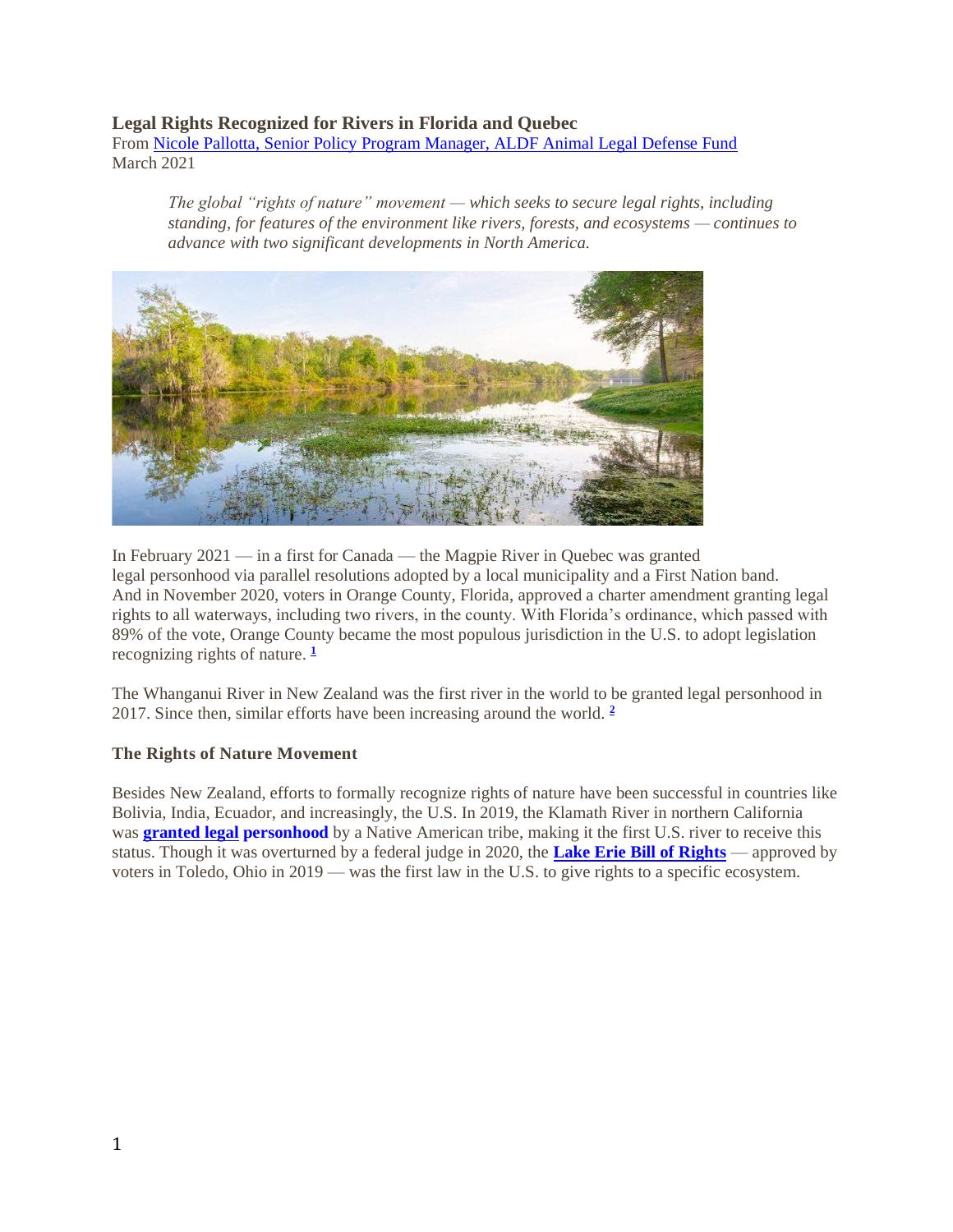# Legal Rights Recognized for Rivers in Florida and Quebec

From Nicole Pallotta, Senior Policy Program Manager, ALDF Animal Legal Defense Fund
March 2021

> *The global "rights of nature" movement — which seeks to secure legal rights, including standing, for features of the environment like rivers, forests, and ecosystems — continues to advance with two significant developments in North America.*

In February 2021 — in a first for Canada — the Magpie River in Quebec was granted legal personhood via parallel resolutions adopted by a local municipality and a First Nation band. And in November 2020, voters in Orange County, Florida, approved a charter amendment granting legal rights to all waterways, including two rivers, in the county. With Florida's ordinance, which passed with 89% of the vote, Orange County became the most populous jurisdiction in the U.S. to adopt legislation recognizing rights of nature. [1]

The Whanganui River in New Zealand was the first river in the world to be granted legal personhood in 2017. Since then, similar efforts have been increasing around the world. [2]

### The Rights of Nature Movement

Besides New Zealand, efforts to formally recognize rights of nature have been successful in countries like Bolivia, India, Ecuador, and increasingly, the U.S. In 2019, the Klamath River in northern California was **granted legal personhood** by a Native American tribe, making it the first U.S. river to receive this status. Though it was overturned by a federal judge in 2020, the **Lake Erie Bill of Rights** — approved by voters in Toledo, Ohio in 2019 — was the first law in the U.S. to give rights to a specific ecosystem.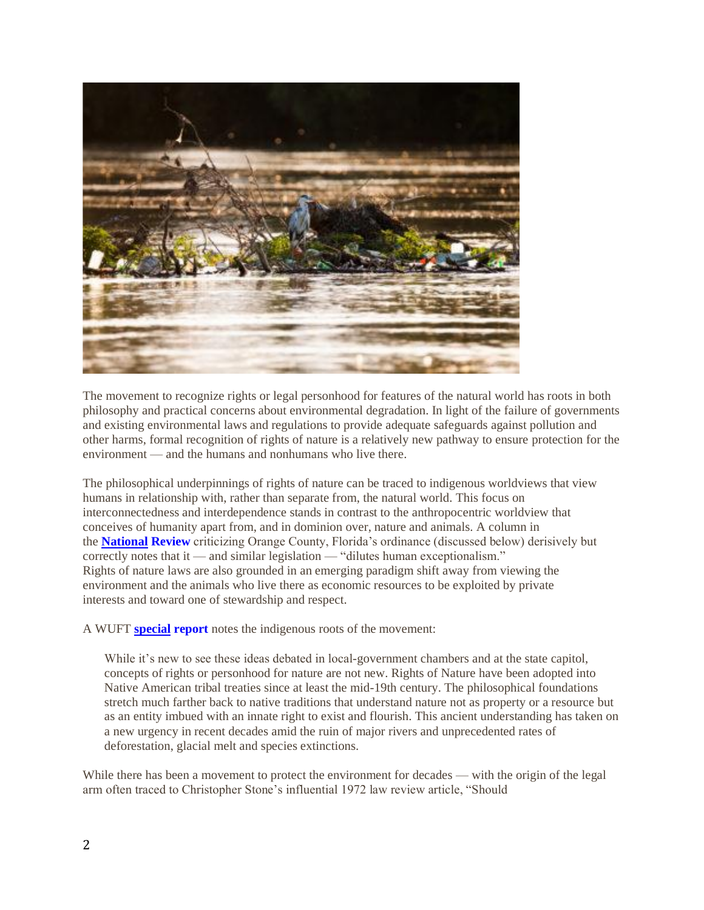The movement to recognize rights or legal personhood for features of the natural world has roots in both philosophy and practical concerns about environmental degradation. In light of the failure of governments and existing environmental laws and regulations to provide adequate safeguards against pollution and other harms, formal recognition of rights of nature is a relatively new pathway to ensure protection for the environment — and the humans and nonhumans who live there.

The philosophical underpinnings of rights of nature can be traced to indigenous worldviews that view humans in relationship with, rather than separate from, the natural world. This focus on interconnectedness and interdependence stands in contrast to the anthropocentric worldview that conceives of humanity apart from, and in dominion over, nature and animals. A column in the **National Review** criticizing Orange County, Florida's ordinance (discussed below) derisively but correctly notes that it — and similar legislation — "dilutes human exceptionalism." Rights of nature laws are also grounded in an emerging paradigm shift away from viewing the environment and the animals who live there as economic resources to be exploited by private interests and toward one of stewardship and respect.

A WUFT **special report** notes the indigenous roots of the movement:

> While it's new to see these ideas debated in local-government chambers and at the state capitol, concepts of rights or personhood for nature are not new. Rights of Nature have been adopted into Native American tribal treaties since at least the mid-19th century. The philosophical foundations stretch much farther back to native traditions that understand nature not as property or a resource but as an entity imbued with an innate right to exist and flourish. This ancient understanding has taken on a new urgency in recent decades amid the ruin of major rivers and unprecedented rates of deforestation, glacial melt and species extinctions.

While there has been a movement to protect the environment for decades — with the origin of the legal arm often traced to Christopher Stone's influential 1972 law review article, "Should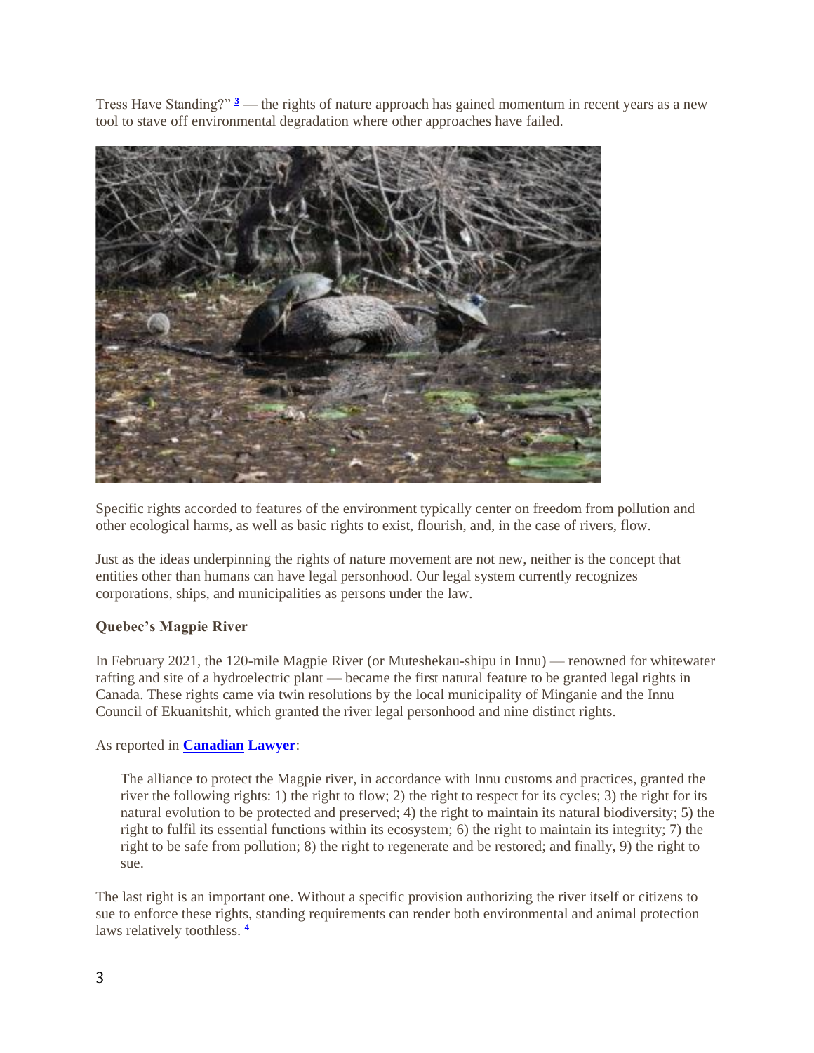Tress Have Standing?" [3] — the rights of nature approach has gained momentum in recent years as a new tool to stave off environmental degradation where other approaches have failed.

Specific rights accorded to features of the environment typically center on freedom from pollution and other ecological harms, as well as basic rights to exist, flourish, and, in the case of rivers, flow.

Just as the ideas underpinning the rights of nature movement are not new, neither is the concept that entities other than humans can have legal personhood. Our legal system currently recognizes corporations, ships, and municipalities as persons under the law.

**Quebec's Magpie River**

In February 2021, the 120-mile Magpie River (or Muteshekau-shipu in Innu) — renowned for whitewater rafting and site of a hydroelectric plant — became the first natural feature to be granted legal rights in Canada. These rights came via twin resolutions by the local municipality of Minganie and the Innu Council of Ekuanitshit, which granted the river legal personhood and nine distinct rights.

As reported in **Canadian Lawyer**:

> The alliance to protect the Magpie river, in accordance with Innu customs and practices, granted the river the following rights: 1) the right to flow; 2) the right to respect for its cycles; 3) the right for its natural evolution to be protected and preserved; 4) the right to maintain its natural biodiversity; 5) the right to fulfil its essential functions within its ecosystem; 6) the right to maintain its integrity; 7) the right to be safe from pollution; 8) the right to regenerate and be restored; and finally, 9) the right to sue.

The last right is an important one. Without a specific provision authorizing the river itself or citizens to sue to enforce these rights, standing requirements can render both environmental and animal protection laws relatively toothless. [4]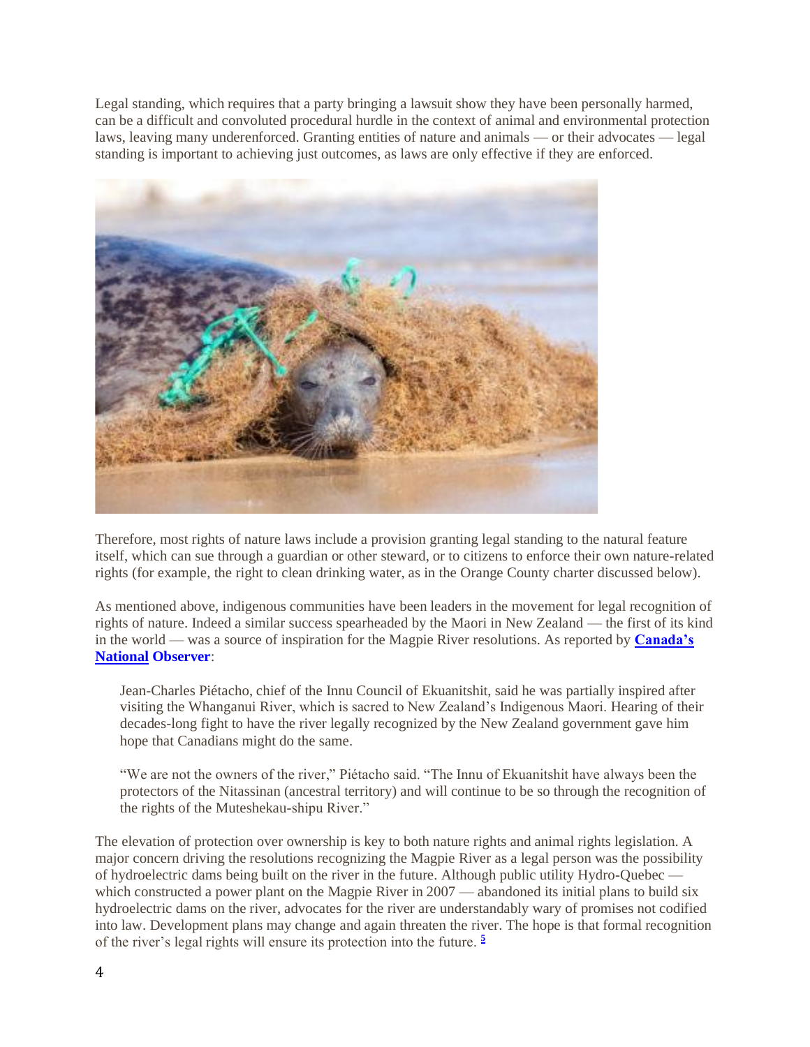Legal standing, which requires that a party bringing a lawsuit show they have been personally harmed, can be a difficult and convoluted procedural hurdle in the context of animal and environmental protection laws, leaving many underenforced. Granting entities of nature and animals — or their advocates — legal standing is important to achieving just outcomes, as laws are only effective if they are enforced.

Therefore, most rights of nature laws include a provision granting legal standing to the natural feature itself, which can sue through a guardian or other steward, or to citizens to enforce their own nature-related rights (for example, the right to clean drinking water, as in the Orange County charter discussed below).

As mentioned above, indigenous communities have been leaders in the movement for legal recognition of rights of nature. Indeed a similar success spearheaded by the Maori in New Zealand — the first of its kind in the world — was a source of inspiration for the Magpie River resolutions. As reported by **Canada's National Observer**:

> Jean-Charles Piétacho, chief of the Innu Council of Ekuanitshit, said he was partially inspired after visiting the Whanganui River, which is sacred to New Zealand's Indigenous Maori. Hearing of their decades-long fight to have the river legally recognized by the New Zealand government gave him hope that Canadians might do the same.
>
> "We are not the owners of the river," Piétacho said. "The Innu of Ekuanitshit have always been the protectors of the Nitassinan (ancestral territory) and will continue to be so through the recognition of the rights of the Muteshekau-shipu River."

The elevation of protection over ownership is key to both nature rights and animal rights legislation. A major concern driving the resolutions recognizing the Magpie River as a legal person was the possibility of hydroelectric dams being built on the river in the future. Although public utility Hydro-Quebec — which constructed a power plant on the Magpie River in 2007 — abandoned its initial plans to build six hydroelectric dams on the river, advocates for the river are understandably wary of promises not codified into law. Development plans may change and again threaten the river. The hope is that formal recognition of the river's legal rights will ensure its protection into the future. [5]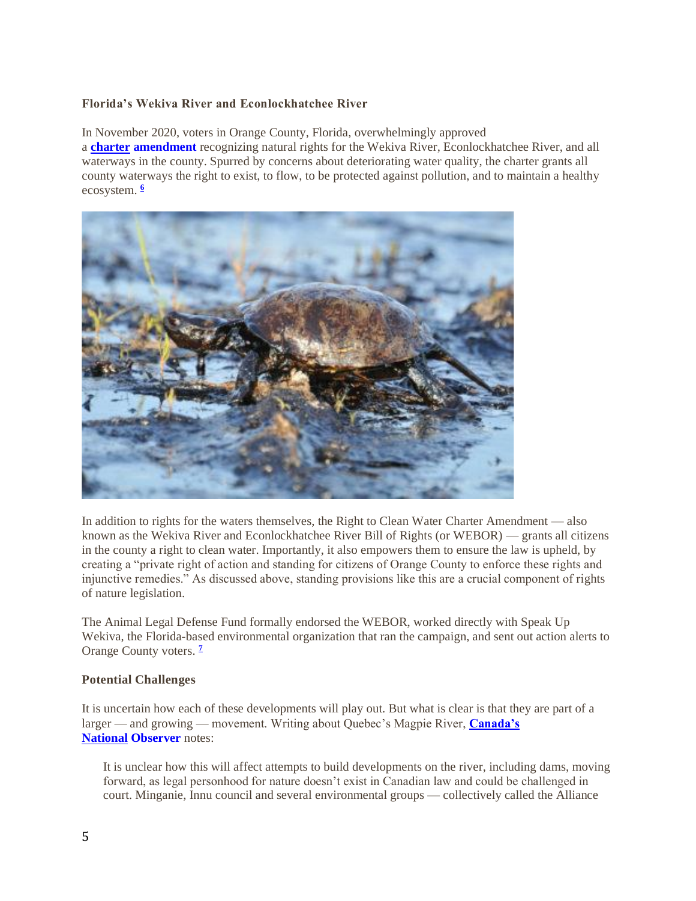**Florida's Wekiva River and Econlockhatchee River**

In November 2020, voters in Orange County, Florida, overwhelmingly approved a **charter amendment** recognizing natural rights for the Wekiva River, Econlockhatchee River, and all waterways in the county. Spurred by concerns about deteriorating water quality, the charter grants all county waterways the right to exist, to flow, to be protected against pollution, and to maintain a healthy ecosystem. [6]

In addition to rights for the waters themselves, the Right to Clean Water Charter Amendment — also known as the Wekiva River and Econlockhatchee River Bill of Rights (or WEBOR) — grants all citizens in the county a right to clean water. Importantly, it also empowers them to ensure the law is upheld, by creating a "private right of action and standing for citizens of Orange County to enforce these rights and injunctive remedies." As discussed above, standing provisions like this are a crucial component of rights of nature legislation.

The Animal Legal Defense Fund formally endorsed the WEBOR, worked directly with Speak Up Wekiva, the Florida-based environmental organization that ran the campaign, and sent out action alerts to Orange County voters. [7]

**Potential Challenges**

It is uncertain how each of these developments will play out. But what is clear is that they are part of a larger — and growing — movement. Writing about Quebec's Magpie River, **Canada's National Observer** notes:

> It is unclear how this will affect attempts to build developments on the river, including dams, moving forward, as legal personhood for nature doesn't exist in Canadian law and could be challenged in court. Minganie, Innu council and several environmental groups — collectively called the Alliance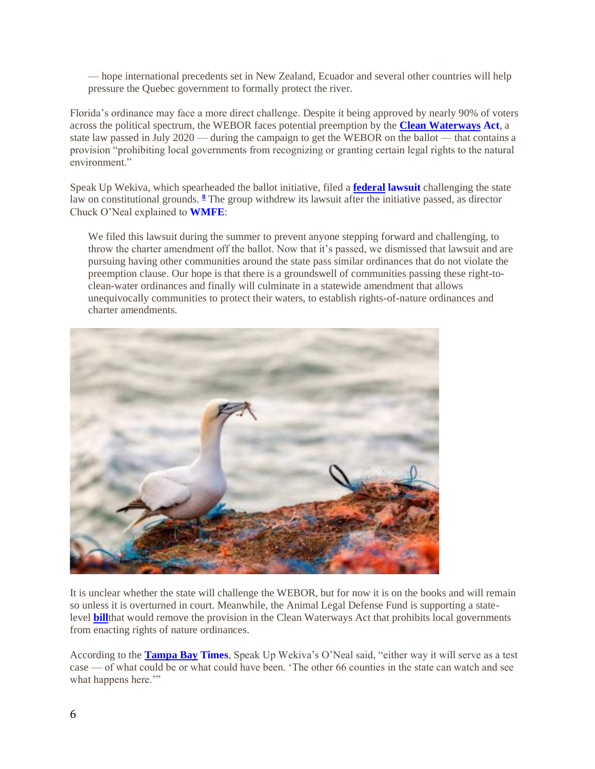— hope international precedents set in New Zealand, Ecuador and several other countries will help pressure the Quebec government to formally protect the river.

Florida's ordinance may face a more direct challenge. Despite it being approved by nearly 90% of voters across the political spectrum, the WEBOR faces potential preemption by the **Clean Waterways Act**, a state law passed in July 2020 — during the campaign to get the WEBOR on the ballot — that contains a provision "prohibiting local governments from recognizing or granting certain legal rights to the natural environment."

Speak Up Wekiva, which spearheaded the ballot initiative, filed a **federal lawsuit** challenging the state law on constitutional grounds.[8] The group withdrew its lawsuit after the initiative passed, as director Chuck O'Neal explained to **WMFE**:

> We filed this lawsuit during the summer to prevent anyone stepping forward and challenging, to throw the charter amendment off the ballot. Now that it's passed, we dismissed that lawsuit and are pursuing having other communities around the state pass similar ordinances that do not violate the preemption clause. Our hope is that there is a groundswell of communities passing these right-to-clean-water ordinances and finally will culminate in a statewide amendment that allows unequivocally communities to protect their waters, to establish rights-of-nature ordinances and charter amendments.

It is unclear whether the state will challenge the WEBOR, but for now it is on the books and will remain so unless it is overturned in court. Meanwhile, the Animal Legal Defense Fund is supporting a state-level **bill**that would remove the provision in the Clean Waterways Act that prohibits local governments from enacting rights of nature ordinances.

According to the **Tampa Bay Times**, Speak Up Wekiva's O'Neal said, "either way it will serve as a test case — of what could be or what could have been. 'The other 66 counties in the state can watch and see what happens here.'"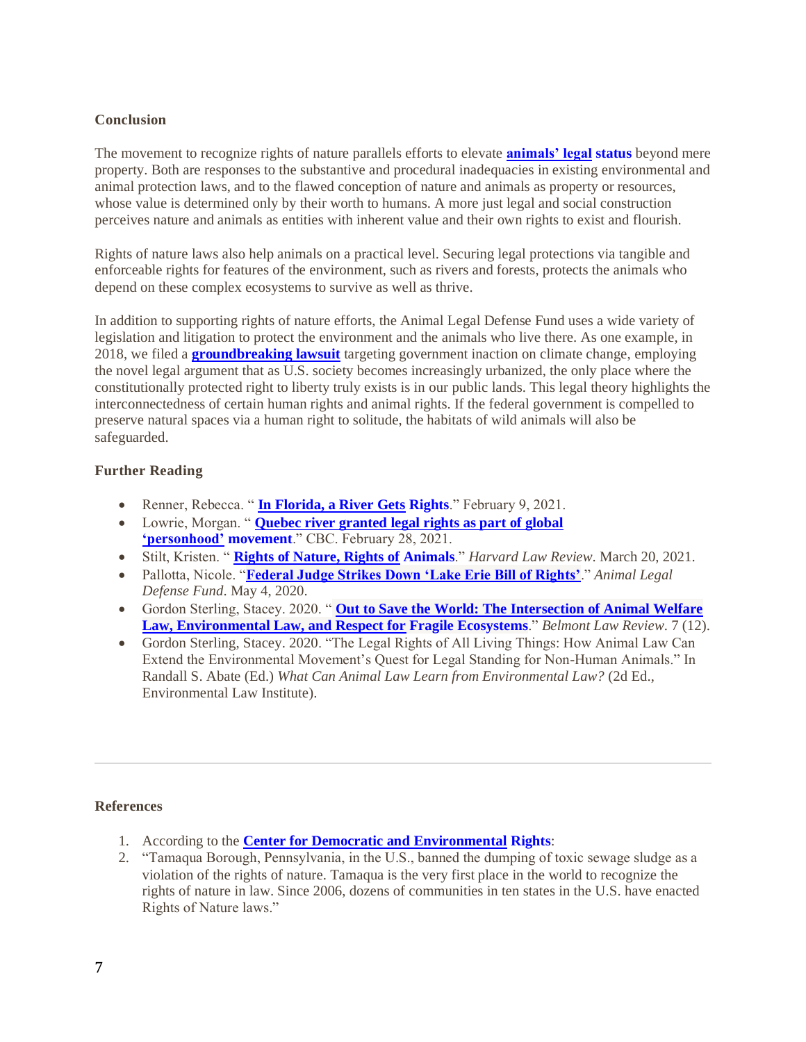**Conclusion**

The movement to recognize rights of nature parallels efforts to elevate **animals' legal status** beyond mere property. Both are responses to the substantive and procedural inadequacies in existing environmental and animal protection laws, and to the flawed conception of nature and animals as property or resources, whose value is determined only by their worth to humans. A more just legal and social construction perceives nature and animals as entities with inherent value and their own rights to exist and flourish.

Rights of nature laws also help animals on a practical level. Securing legal protections via tangible and enforceable rights for features of the environment, such as rivers and forests, protects the animals who depend on these complex ecosystems to survive as well as thrive.

In addition to supporting rights of nature efforts, the Animal Legal Defense Fund uses a wide variety of legislation and litigation to protect the environment and the animals who live there. As one example, in 2018, we filed a **groundbreaking lawsuit** targeting government inaction on climate change, employing the novel legal argument that as U.S. society becomes increasingly urbanized, the only place where the constitutionally protected right to liberty truly exists is in our public lands. This legal theory highlights the interconnectedness of certain human rights and animal rights. If the federal government is compelled to preserve natural spaces via a human right to solitude, the habitats of wild animals will also be safeguarded.

**Further Reading**

- Renner, Rebecca. " **In Florida, a River Gets Rights**." February 9, 2021.
- Lowrie, Morgan. " **Quebec river granted legal rights as part of global 'personhood' movement**." CBC. February 28, 2021.
- Stilt, Kristen. " **Rights of Nature, Rights of Animals**." *Harvard Law Review*. March 20, 2021.
- Pallotta, Nicole. "**Federal Judge Strikes Down 'Lake Erie Bill of Rights'**." *Animal Legal Defense Fund*. May 4, 2020.
- Gordon Sterling, Stacey. 2020. " **Out to Save the World: The Intersection of Animal Welfare Law, Environmental Law, and Respect for Fragile Ecosystems**." *Belmont Law Review*. 7 (12).
- Gordon Sterling, Stacey. 2020. "The Legal Rights of All Living Things: How Animal Law Can Extend the Environmental Movement's Quest for Legal Standing for Non-Human Animals." In Randall S. Abate (Ed.) *What Can Animal Law Learn from Environmental Law?* (2d Ed., Environmental Law Institute).

---

**References**

1. According to the **Center for Democratic and Environmental Rights**:
2. "Tamaqua Borough, Pennsylvania, in the U.S., banned the dumping of toxic sewage sludge as a violation of the rights of nature. Tamaqua is the very first place in the world to recognize the rights of nature in law. Since 2006, dozens of communities in ten states in the U.S. have enacted Rights of Nature laws."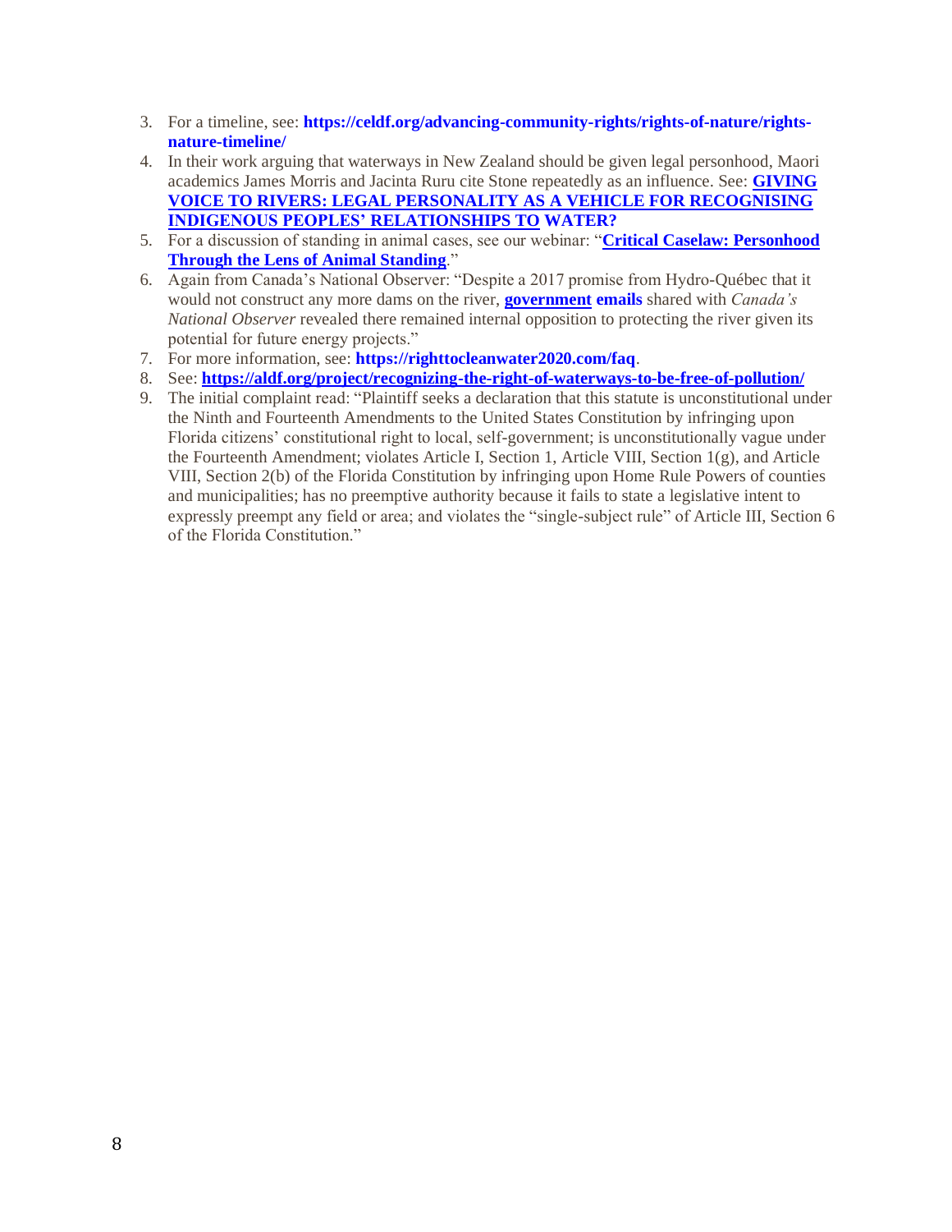3. For a timeline, see: **https://celdf.org/advancing-community-rights/rights-of-nature/rights-nature-timeline/**
4. In their work arguing that waterways in New Zealand should be given legal personhood, Maori academics James Morris and Jacinta Ruru cite Stone repeatedly as an influence. See: **GIVING VOICE TO RIVERS: LEGAL PERSONALITY AS A VEHICLE FOR RECOGNISING INDIGENOUS PEOPLES' RELATIONSHIPS TO WATER?**
5. For a discussion of standing in animal cases, see our webinar: "**Critical Caselaw: Personhood Through the Lens of Animal Standing**."
6. Again from Canada's National Observer: "Despite a 2017 promise from Hydro-Québec that it would not construct any more dams on the river, **government emails** shared with *Canada's National Observer* revealed there remained internal opposition to protecting the river given its potential for future energy projects."
7. For more information, see: **https://righttocleanwater2020.com/faq**.
8. See: **https://aldf.org/project/recognizing-the-right-of-waterways-to-be-free-of-pollution/**
9. The initial complaint read: "Plaintiff seeks a declaration that this statute is unconstitutional under the Ninth and Fourteenth Amendments to the United States Constitution by infringing upon Florida citizens' constitutional right to local, self-government; is unconstitutionally vague under the Fourteenth Amendment; violates Article I, Section 1, Article VIII, Section 1(g), and Article VIII, Section 2(b) of the Florida Constitution by infringing upon Home Rule Powers of counties and municipalities; has no preemptive authority because it fails to state a legislative intent to expressly preempt any field or area; and violates the "single-subject rule" of Article III, Section 6 of the Florida Constitution."